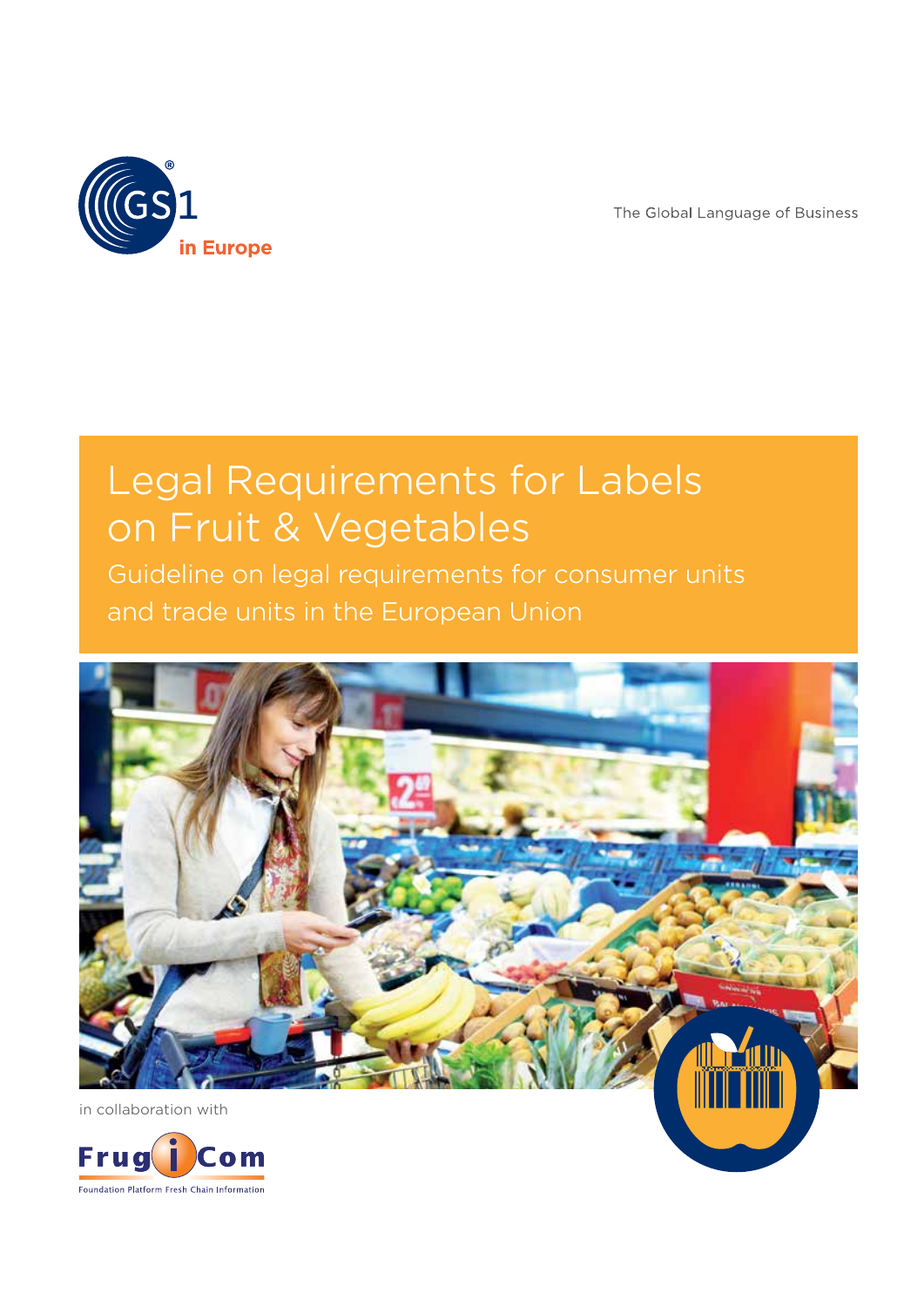GS1 in Europe

The Global Language of Business

# Legal Requirements for Labels on Fruit & Vegetables

## Guideline on legal requirements for consumer units and trade units in the European Union

in collaboration with

FrugiCom

Foundation Platform Fresh Chain Information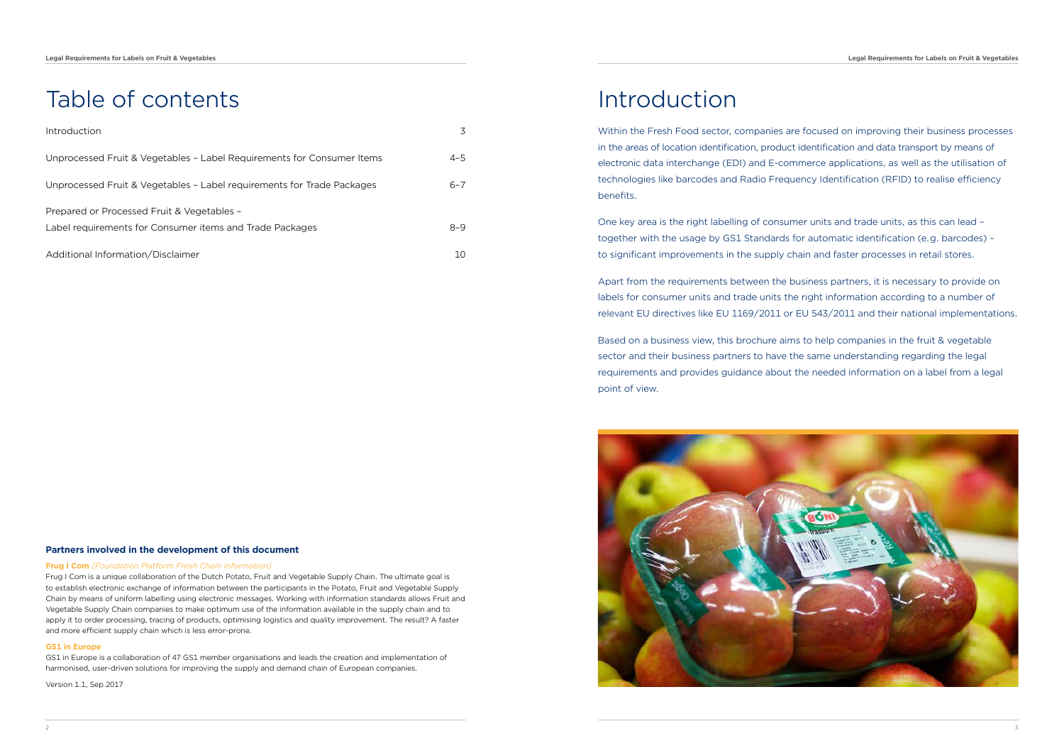# Table of contents

| | |
|---|---|
| Introduction | 3 |
| Unprocessed Fruit & Vegetables – Label Requirements for Consumer Items | 4–5 |
| Unprocessed Fruit & Vegetables – Label requirements for Trade Packages | 6–7 |
| Prepared or Processed Fruit & Vegetables – Label requirements for Consumer items and Trade Packages | 8–9 |
| Additional Information/Disclaimer | 10 |

**Partners involved in the development of this document**

**Frug I Com** *(Foundation Platform Fresh Chain Information)*

Frug I Com is a unique collaboration of the Dutch Potato, Fruit and Vegetable Supply Chain. The ultimate goal is to establish electronic exchange of information between the participants in the Potato, Fruit and Vegetable Supply Chain by means of uniform labelling using electronic messages. Working with information standards allows Fruit and Vegetable Supply Chain companies to make optimum use of the information available in the supply chain and to apply it to order processing, tracing of products, optimising logistics and quality improvement. The result? A faster and more efficient supply chain which is less error-prone.

**GS1 in Europe**

GS1 in Europe is a collaboration of 47 GS1 member organisations and leads the creation and implementation of harmonised, user-driven solutions for improving the supply and demand chain of European companies.

Version 1.1, Sep 2017

# Introduction

Within the Fresh Food sector, companies are focused on improving their business processes in the areas of location identification, product identification and data transport by means of electronic data interchange (EDI) and E-commerce applications, as well as the utilisation of technologies like barcodes and Radio Frequency Identification (RFID) to realise efficiency benefits.

One key area is the right labelling of consumer units and trade units, as this can lead – together with the usage by GS1 Standards for automatic identification (e.g. barcodes) – to significant improvements in the supply chain and faster processes in retail stores.

Apart from the requirements between the business partners, it is necessary to provide on labels for consumer units and trade units the right information according to a number of relevant EU directives like EU 1169/2011 or EU 543/2011 and their national implementations.

Based on a business view, this brochure aims to help companies in the fruit & vegetable sector and their business partners to have the same understanding regarding the legal requirements and provides guidance about the needed information on a label from a legal point of view.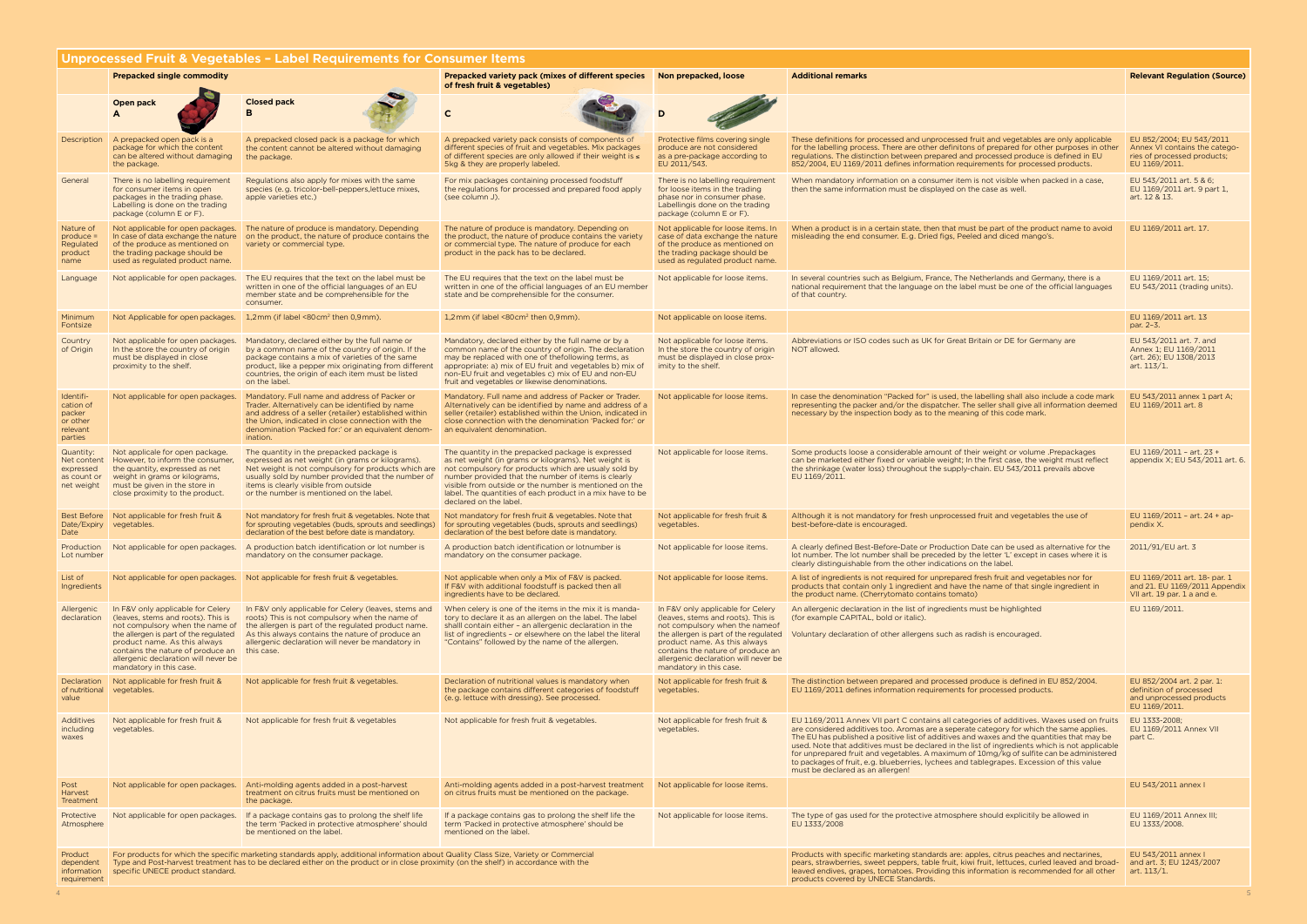## Unprocessed Fruit & Vegetables – Label Requirements for Consumer Items

| | Prepacked single commodity | | Prepacked variety pack (mixes of different species of fresh fruit & vegetables) | Non prepacked, loose | Additional remarks | Relevant Regulation (Source) |
|---|---|---|---|---|---|---|
| | Open pack A | Closed pack B | C | D | | |
| Description | A prepacked open pack is a package for which the content can be altered without damaging the package. | A prepacked closed pack is a package for which the content cannot be altered without damaging the package. | A prepacked variety pack consists of components of different species of fruit and vegetables. Mix packages of different species are only allowed if their weight is ≤ 5kg & they are properly labeled. | Protective films covering single produce are not considered as a pre-package according to EU 2011/543. | These definitions for processed and unprocessed fruit and vegetables are only applicable for the labelling process. There are other definitons of prepared for other purposes in other regulations. The distinction between prepared and processed produce is defined in EU 852/2004, EU 1169/2011 defines information requirements for processed products. | EU 852/2004; EU 543/2011 Annex VI contains the categories of processed products; EU 1169/2011. |
| General | There is no labelling requirement for consumer items in open packages in the trading phase. Labelling is done on the trading package (column E or F). | Regulations also apply for mixes with the same species (e.g. tricolor-bell-peppers,lettuce mixes, apple varieties etc.) | For mix packages containing processed foodstuff the regulations for processed and prepared food apply (see column J). | There is no labelling requirement for loose items in the trading phase nor in consumer phase. Labellingis done on the trading package (column E or F). | When mandatory information on a consumer item is not visible when packed in a case, then the same information must be displayed on the case as well. | EU 543/2011 art. 5 & 6; EU 1169/2011 art. 9 part 1, art. 12 & 13. |
| Nature of produce = Regulated product name | Not applicable for open packages. In case of data exchange the nature of the produce as mentioned on the trading package should be used as regulated product name. | The nature of produce is mandatory. Depending on the product, the nature of produce contains the variety or commercial type. | The nature of produce is mandatory. Depending on the product, the nature of produce contains the variety or commercial type. The nature of produce for each product in the pack has to be declared. | Not applicable for loose items. In case of data exchange the nature of the produce as mentioned on the trading package should be used as regulated product name. | When a product is in a certain state, then that must be part of the product name to avoid misleading the end consumer. E.g. Dried figs, Peeled and diced mango's. | EU 1169/2011 art. 17. |
| Language | Not applicable for open packages. | The EU requires that the text on the label must be written in one of the official languages of an EU member state and be comprehensible for the consumer. | The EU requires that the text on the label must be written in one of the official languages of an EU member state and be comprehensible for the consumer. | Not applicable for loose items. | In several countries such as Belgium, France, The Netherlands and Germany, there is a national requirement that the language on the label must be one of the official languages of that country. | EU 1169/2011 art. 15; EU 543/2011 (trading units). |
| Minimum Fontsize | Not Applicable for open packages. | 1,2mm (if label <80cm² then 0,9mm). | 1,2mm (if label <80cm² then 0,9mm). | Not applicable on loose items. | | EU 1169/2011 art. 13 par. 2–3. |
| Country of Origin | Not applicable for open packages. In the store the country of origin must be displayed in close proximity to the shelf. | Mandatory, declared either by the full name or by a common name of the country of origin. If the package contains a mix of varieties of the same product, like a pepper mix originating from different countries, the origin of each item must be listed on the label. | Mandatory, declared either by the full name or by a common name of the country of origin. The declaration may be replaced with one of thefollowing terms, as appropriate: a) mix of EU fruit and vegetables b) mix of non-EU fruit and vegetables c) mix of EU and non-EU fruit and vegetables or likewise denominations. | Not applicable for loose items. In the store the country of origin must be displayed in close proximity to the shelf. | Abbreviations or ISO codes such as UK for Great Britain or DE for Germany are NOT allowed. | EU 543/2011 art. 7. and Annex 1; EU 1169/2011 (art. 26); EU 1308/2013 art. 113/1. |
| Identification of packer or other relevant parties | Not applicable for open packages. | Mandatory. Full name and address of Packer or Trader. Alternatively can be identified by name and address of a seller (retailer) established within the Union, indicated in close connection with the denomination 'Packed for:' or an equivalent denomination. | Mandatory. Full name and address of Packer or Trader. Alternatively can be identified by name and address of a seller (retailer) established within the Union, indicated in close connection with the denomination 'Packed for:' or an equivalent denomination. | Not applicable for loose items. | In case the denomination "Packed for" is used, the labelling shall also include a code mark representing the packer and/or the dispatcher. The seller shall give all information deemed necessary by the inspection body as to the meaning of this code mark. | EU 543/2011 annex 1 part A; EU 1169/2011 art. 8 |
| Quantity: Net content expressed as count or net weight | Not applicale for open package. However, to inform the consumer, the quantity, expressed as net weight in grams or kilograms, must be given in the store in close proximity to the product. | The quantity in the prepacked package is expressed as net weight (in grams or kilograms). Net weight is not compulsory for products which are usually sold by number provided that the number of items is clearly visible from outside or the number is mentioned on the label. | The quantity in the prepacked package is expressed as net weight (in grams or kilograms). Net weight is not compulsory for products which are usually sold by number provided that the number of items is clearly visible from outside or the number is mentioned on the label. The quantities of each product in a mix have to be declared on the label. | Not applicable for loose items. | Some products loose a considerable amount of their weight or volume .Prepackages can be marketed either fixed or variable weight; In the first case, the weight must reflect the shrinkage (water loss) throughout the supply-chain. EU 543/2011 prevails above EU 1169/2011. | EU 1169/2011 – art. 23 + appendix X; EU 543/2011 art. 6. |
| Best Before Date/Expiry Date | Not applicable for fresh fruit & vegetables. | Not mandatory for fresh fruit & vegetables. Note that for sprouting vegetables (buds, sprouts and seedlings) declaration of the best before date is mandatory. | Not mandatory for fresh fruit & vegetables. Note that for sprouting vegetables (buds, sprouts and seedlings) declaration of the best before date is mandatory. | Not applicable for fresh fruit & vegetables. | Although it is not mandatory for fresh unprocessed fruit and vegetables the use of best-before-date is encouraged. | EU 1169/2011 – art. 24 + appendix X. |
| Production Lot number | Not applicable for open packages. | A production batch identification or lot number is mandatory on the consumer package. | A production batch identification or lotnumber is mandatory on the consumer package. | Not applicable for loose items. | A clearly defined Best-Before-Date or Production Date can be used as alternative for the lot number. The lot number shall be preceded by the letter 'L' except in cases where it is clearly distinguishable from the other indications on the label. | 2011/91/EU art. 3 |
| List of Ingredients | Not applicable for open packages. | Not applicable for fresh fruit & vegetables. | Not applicable when only a Mix of F&V is packed. If F&V with additional foodstuff is packed then all ingredients have to be declared. | Not applicable for loose items. | A list of ingredients is not required for unprepared fresh fruit and vegetables nor for products that contain only 1 ingredient and have the name of that single ingredient in the product name. (Cherrytomato contains tomato) | EU 1169/2011 art. 18- par. 1 and 21. EU 1169/2011 Appendix VII art. 19 par. 1 a and e. |
| Allergenic declaration | In F&V only applicable for Celery (leaves, stems and roots). This is not compulsory when the name of the allergen is part of the regulated product name. As this always contains the nature of produce an allergenic declaration will never be mandatory in this case. | In F&V only applicable for Celery (leaves, stems and roots) This is not compulsory when the name of the allergen is part of the regulated product name. As this always contains the nature of produce an allergenic declaration will never be mandatory in this case. | When celery is one of the items in the mix it is mandatory to declare it as an allergen on the label. The label shalll contain either – an allergenic declaration in the list of ingredients – or elsewhere on the label the literal "Contains" followed by the name of the allergen. | In F&V only applicable for Celery (leaves, stems and roots). This is not compulsory when the nameof the allergen is part of the regulated product name. As this always contains the nature of produce an allergenic declaration will never be mandatory in this case. | An allergenic declaration in the list of ingredients must be highlighted (for example CAPITAL, bold or italic). Voluntary declaration of other allergens such as radish is encouraged. | EU 1169/2011. |
| Declaration of nutritional value | Not applicable for fresh fruit & vegetables. | Not applicable for fresh fruit & vegetables. | Declaration of nutritional values is mandatory when the package contains different categories of foodstuff (e.g. lettuce with dressing). See processed. | Not applicable for fresh fruit & vegetables. | The distinction between prepared and processed produce is defined in EU 852/2004. EU 1169/2011 defines information requirements for processed products. | EU 852/2004 art. 2 par. 1: definition of processed and unprocessed products EU 1169/2011. |
| Additives including waxes | Not applicable for fresh fruit & vegetables. | Not applicable for fresh fruit & vegetables | Not applicable for fresh fruit & vegetables. | Not applicable for fresh fruit & vegetables. | EU 1169/2011 Annex VII part C contains all categories of additives. Waxes used on fruits are considered additives too. Aromas are a seperate category for which the same applies. The EU has published a positive list of additives and waxes and the quantities that may be used. Note that additives must be declared in the list of ingredients which is not applicable for unprepared fruit and vegetables. A maximum of 10mg/kg of sulfite can be administered to packages of fruit, e.g. blueberries, lychees and tablegrapes. Excession of this value must be declared as an allergen! | EU 1333-2008; EU 1169/2011 Annex VII part C. |
| Post Harvest Treatment | Not applicable for open packages. | Anti-molding agents added in a post-harvest treatment on citrus fruits must be mentioned on the package. | Anti-molding agents added in a post-harvest treatment on citrus fruits must be mentioned on the package. | Not applicable for loose items. | | EU 543/2011 annex I |
| Protective Atmosphere | Not applicable for open packages. | If a package contains gas to prolong the shelf life the term 'Packed in protective atmosphere' should be mentioned on the label. | If a package contains gas to prolong the shelf life the term 'Packed in protective atmosphere' should be mentioned on the label. | Not applicable for loose items. | The type of gas used for the protective atmosphere should explicitly be allowed in EU 1333/2008 | EU 1169/2011 Annex III; EU 1333/2008. |
| Product dependent information requirement | For products for which the specific marketing standards apply, additional information about Quality Class Size, Variety or Commercial Type and Post-harvest treatment has to be declared either on the product or in close proximity (on the shelf) in accordance with the specific UNECE product standard. | | | | Products with specific marketing standards are: apples, citrus peaches and nectarines, pears, strawberries, sweet peppers, table fruit, kiwi fruit, lettuces, curled leaved and broad-leaved endives, grapes, tomatoes. Providing this information is recommended for all other products covered by UNECE Standards. | EU 543/2011 annex I and art. 3; EU 1243/2007 art. 113/1. |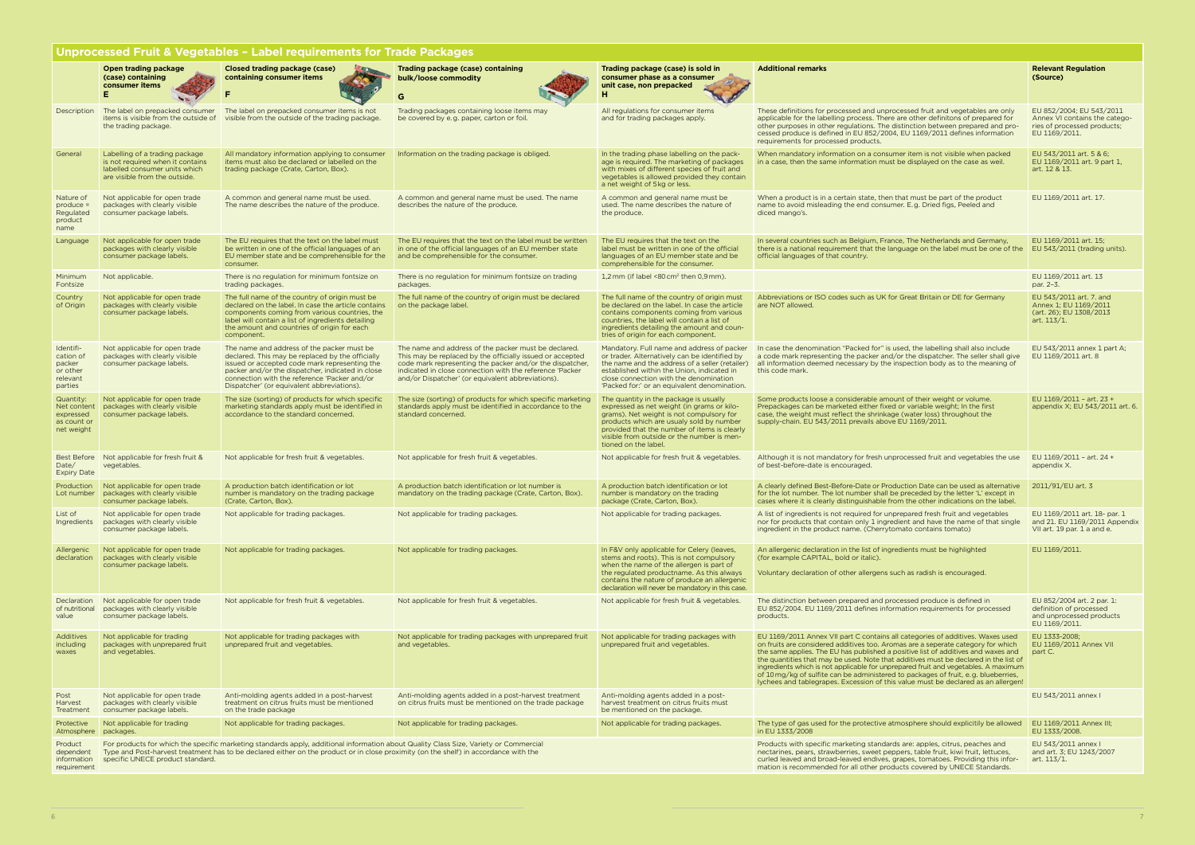## Unprocessed Fruit & Vegetables – Label requirements for Trade Packages

| | Open trading package (case) containing consumer items **E** | Closed trading package (case) containing consumer items **F** | Trading package (case) containing bulk/loose commodity **G** | Trading package (case) is sold in consumer phase as a consumer unit case, non prepacked **H** | Additional remarks | Relevant Regulation (Source) |
|---|---|---|---|---|---|---|
| Description | The label on prepacked consumer items is visible from the outside of the trading package. | The label on prepacked consumer items is not visible from the outside of the trading package. | Trading packages containing loose items may be covered by e.g. paper, carton or foil. | All regulations for consumer items and for trading packages apply. | These definitions for processed and unprocessed fruit and vegetables are only applicable for the labelling process. There are other definitons of prepared for other purposes in other regulations. The distinction between prepared and processed produce is defined in EU 852/2004, EU 1169/2011 defines information requirements for processed products. | EU 852/2004; EU 543/2011 Annex VI contains the categories of processed products; EU 1169/2011. |
| General | Labelling of a trading package is not required when it contains labelled consumer units which are visible from the outside. | All mandatory information applying to consumer items must also be declared or labelled on the trading package (Crate, Carton, Box). | Information on the trading package is obliged. | In the trading phase labelling on the package is required. The marketing of packages with mixes of different species of fruit and vegetables is allowed provided they contain a net weight of 5kg or less. | When mandatory information on a consumer item is not visible when packed in a case, then the same information must be displayed on the case as well. | EU 543/2011 art. 5 & 6; EU 1169/2011 art. 9 part 1, art. 12 & 13. |
| Nature of produce = Regulated product name | Not applicable for open trade packages with clearly visible consumer package labels. | A common and general name must be used. The name describes the nature of the produce. | A common and general name must be used. The name describes the nature of the produce. | A common and general name must be used. The name describes the nature of the produce. | When a product is in a certain state, then that must be part of the product name to avoid misleading the end consumer. E.g. Dried figs, Peeled and diced mango's. | EU 1169/2011 art. 17. |
| Language | Not applicable for open trade packages with clearly visible consumer package labels. | The EU requires that the text on the label must be written in one of the official languages of an EU member state and be comprehensible for the consumer. | The EU requires that the text on the label must be written in one of the official languages of an EU member state and be comprehensible for the consumer. | The EU requires that the text on the label must be written in one of the official languages of an EU member state and be comprehensible for the consumer. | In several countries such as Belgium, France, The Netherlands and Germany, there is a national requirement that the language on the label must be one of the official languages of that country. | EU 1169/2011 art. 15; EU 543/2011 (trading units). |
| Minimum Fontsize | Not applicable. | There is no regulation for minimum fontsize on trading packages. | There is no regulation for minimum fontsize on trading packages. | 1,2 mm (if label <80 cm² then 0,9 mm). | | EU 1169/2011 art. 13 par. 2–3. |
| Country of Origin | Not applicable for open trade packages with clearly visible consumer package labels. | The full name of the country of origin must be declared on the label. In case the article contains components coming from various countries, the label will contain a list of ingredients detailing the amount and countries of origin for each component. | The full name of the country of origin must be declared on the package label. | The full name of the country of origin must be declared on the label. In case the article contains components coming from various countries, the label will contain a list of ingredients detailing the amount and countries of origin for each component. | Abbreviations or ISO codes such as UK for Great Britain or DE for Germany are NOT allowed. | EU 543/2011 art. 7. and Annex 1; EU 1169/2011 (art. 26); EU 1308/2013 art. 113/1. |
| Identification of packer or other relevant parties | Not applicable for open trade packages with clearly visible consumer package labels. | The name and address of the packer must be declared. This may be replaced by the officially issued or accepted code mark representing the packer and/or the dispatcher, indicated in close connection with the reference 'Packer and/or Dispatcher' (or equivalent abbreviations). | The name and address of the packer must be declared. This may be replaced by the officially issued or accepted code mark representing the packer and/or the dispatcher, indicated in close connection with the reference 'Packer and/or Dispatcher' (or equivalent abbreviations). | Mandatory. Full name and address of packer or trader. Alternatively can be identified by the name and the address of a seller (retailer) established within the Union, indicated in close connection with the denomination 'Packed for:' or an equivalent denomination. | In case the denomination "Packed for" is used, the labelling shall also include a code mark representing the packer and/or the dispatcher. The seller shall give all information deemed necessary by the inspection body as to the meaning of this code mark. | EU 543/2011 annex 1 part A; EU 1169/2011 art. 8 |
| Quantity: Net content expressed as count or net weight | Not applicable for open trade packages with clearly visible consumer package labels. | The size (sorting) of products for which specific marketing standards apply must be identified in accordance to the standard concerned. | The size (sorting) of products for which specific marketing standards apply must be identified in accordance to the standard concerned. | The quantity in the package is usually expressed as net weight (in grams or kilograms). Net weight is not compulsory for products which are usualy sold by number provided that the number of items is clearly visible from outside or the number is mentioned on the label. | Some products loose a considerable amount of their weight or volume. Prepackages can be marketed either fixed or variable weight; In the first case, the weight must reflect the shrinkage (water loss) throughout the supply-chain. EU 543/2011 prevails above EU 1169/2011. | EU 1169/2011 – art. 23 + appendix X; EU 543/2011 art. 6. |
| Best Before Date/ Expiry Date | Not applicable for fresh fruit & vegetables. | Not applicable for fresh fruit & vegetables. | Not applicable for fresh fruit & vegetables. | Not applicable for fresh fruit & vegetables. | Although it is not mandatory for fresh unprocessed fruit and vegetables the use of best-before-date is encouraged. | EU 1169/2011 – art. 24 + appendix X. |
| Production Lot number | Not applicable for open trade packages with clearly visible consumer package labels. | A production batch identification or lot number is mandatory on the trading package (Crate, Carton, Box). | A production batch identification or lot number is mandatory on the trading package (Crate, Carton, Box). | A production batch identification or lot number is mandatory on the trading package (Crate, Carton, Box). | A clearly defined Best-Before-Date or Production Date can be used as alternative for the lot number. The lot number shall be preceded by the letter 'L' except in cases where it is clearly distinguishable from the other indications on the label. | 2011/91/EU art. 3 |
| List of Ingredients | Not applicable for open trade packages with clearly visible consumer package labels. | Not applicable for trading packages. | Not applicable for trading packages. | Not applicable for trading packages. | A list of ingredients is not required for unprepared fresh fruit and vegetables nor for products that contain only 1 ingredient and have the name of that single ingredient in the product name. (Cherrytomato contains tomato) | EU 1169/2011 art. 18- par. 1 and 21. EU 1169/2011 Appendix VII art. 19 par. 1 a and e. |
| Allergenic declaration | Not applicable for open trade packages with clearly visible consumer package labels. | Not applicable for trading packages. | Not applicable for trading packages. | In F&V only applicable for Celery (leaves, stems and roots). This is not compulsory when the name of the allergen is part of the regulated productname. As this always contains the nature of produce an allergenic declaration will never be mandatory in this case. | An allergenic declaration in the list of ingredients must be highlighted (for example CAPITAL, bold or italic).<br><br>Voluntary declaration of other allergens such as radish is encouraged. | EU 1169/2011. |
| Declaration of nutritional value | Not applicable for open trade packages with clearly visible consumer package labels. | Not applicable for fresh fruit & vegetables. | Not applicable for fresh fruit & vegetables. | Not applicable for fresh fruit & vegetables. | The distinction between prepared and processed produce is defined in EU 852/2004. EU 1169/2011 defines information requirements for processed products. | EU 852/2004 art. 2 par. 1: definition of processed and unprocessed products EU 1169/2011. |
| Additives including waxes | Not applicable for trading packages with unprepared fruit and vegetables. | Not applicable for trading packages with unprepared fruit and vegetables. | Not applicable for trading packages with unprepared fruit and vegetables. | Not applicable for trading packages with unprepared fruit and vegetables. | EU 1169/2011 Annex VII part C contains all categories of additives. Waxes used on fruits are considered additives too. Aromas are a seperate category for which the same applies. The EU has published a positive list of additives and waxes and the quantities that may be used. Note that additives must be declared in the list of ingredients which is not applicable for unprepared fruit and vegetables. A maximum of 10 mg/kg of sulfite can be administered to packages of fruit, e.g. blueberries, lychees and tablegrapes. Excession of this value must be declared as an allergen! | EU 1333-2008; EU 1169/2011 Annex VII part C. |
| Post Harvest Treatment | Not applicable for open trade packages with clearly visible consumer package labels. | Anti-molding agents added in a post-harvest treatment on citrus fruits must be mentioned on the trade package | Anti-molding agents added in a post-harvest treatment on citrus fruits must be mentioned on the trade package | Anti-molding agents added in a post-harvest treatment on citrus fruits must be mentioned on the package. | | EU 543/2011 annex I |
| Protective Atmosphere | Not applicable for trading packages. | Not applicable for trading packages. | Not applicable for trading packages. | Not applicable for trading packages. | The type of gas used for the protective atmosphere should explicitily be allowed in EU 1333/2008 | EU 1169/2011 Annex III; EU 1333/2008. |
| Product dependent information requirement | For products for which the specific marketing standards apply, additional information about Quality Class Size, Variety or Commercial Type and Post-harvest treatment has to be declared either on the product or in close proximity (on the shelf) in accordance with the specific UNECE product standard. | | | | Products with specific marketing standards are: apples, citrus, peaches and nectarines, pears, strawberries, sweet peppers, table fruit, kiwi fruit, lettuces, curled leaved and broad-leaved endives, grapes, tomatoes. Providing this information is recommended for all other products covered by UNECE Standards. | EU 543/2011 annex I and art. 3; EU 1243/2007 art. 113/1. |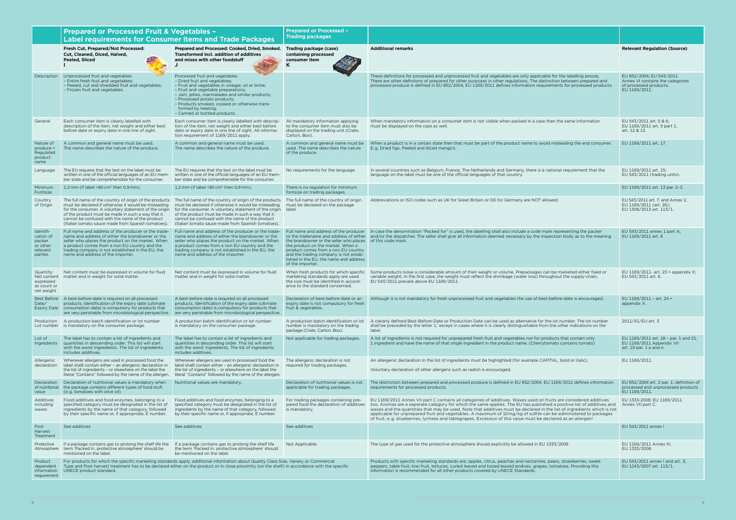| | **Prepared or Processed Fruit & Vegetables – Label requirements for Consumer items and Trade Packages** | | **Prepared or Processed – Trading packages** | | |
|---|---|---|---|---|---|
| | **Fresh Cut, Prepared/Not Processed: Cut, Cleaned, Peeled, Halved, Diced, Sliced**<br>**I** | **Prepared and Processed: Cooked, Dried, Smoked. Transformed incl. addition of additives and mixes with other foodstuff**<br>**J** | **Trading package (case) containing processed consumer item**<br>**K** | **Additional remarks** | **Relevant Regulation (Source)** |
| Description | Unprocessed fruit and vegetables<br>– Entire fresh fruit and vegetables;<br>– Peeled, cut and shredded fruit and vegetables;<br>– Frozen fruit and vegetables. | Processed fruit and vegetables<br>– Dried fruit and vegetables;<br>– Fruit and vegetables in vinegar, oil or brine;<br>– Fruit and vegetable preparations;<br>– Jam, jellies, marmalades and similar products;<br>– Processed potato products;<br>– Products smoked, cooked or otherwise transformed by heating;<br>– Canned or bottled products. | | These definitions for processed and unprocessed fruit and vegetables are only applicable for the labelling proces. There are other definitons of prepared for other purposes in other regulations. The distinction between prepared and processed produce is defined in EU 852/2004, EU 1169/2011 defines information requirements for processed products. | EU 852/2004; EU 543/2011 Annex VI contains the categories of processed products; EU 1169/2011. |
| General | Each consumer item is clearly labelled with description of the item, net weight and either best before date or expiry date in one line of sight. | Each consumer item is clearly labelled with description of the item, net weight and either best before date or expiry date in one line of sight. All information requirement of 1169/2011 apply. | All mandatory information applying to the consumer item must also be displayed on the trading unit (Crate, Carton, Box). | When mandatory information on a consumer item is not visible when packed in a case then the same information must be displayed on the case as well. | EU 543/2011 art. 5 & 6;<br>EU 1169/2011 art. 9 part 1, art. 12 & 13. |
| Nature of produce = Regulated product name | A common and general name must be used. The name describes the nature of the produce. | A common and general name must be used. The name describes the nature of the produce. | A common and general name must be used. The name describes the nature of the produce. | When a product is in a certain state then that must be part of the product name to avoid misleading the end consumer. E.g. Dried figs, Peeled and diced mango's. | EU 1169/2011 art. 17. |
| Language | The EU requires that the text on the label must be written in one of the official languages of an EU member state and be comprehensible for the consumer. | The EU requires that the text on the label must be written in one of the official languages of an EU member state and be comprehensible for the consumer. | No requirements for the language. | In several countries such as Belgium, France, The Netherlands and Germany, there is a national requirement that the language on the label must be one of the official languages of that country. | EU 1169/2011 art. 15;<br>EU 543/2011 (trading units). |
| Minimum Fontsize | 1,2 mm (if label <80 cm² then 0,9 mm). | 1,2 mm (if label <80 cm² then 0,9 mm). | There is no regulation for minimum fontsize on trading packages. | | EU 1169/2011 art. 13 par. 2–3. |
| Country of Origin | The full name of the country of origin of the products must be declared if otherwise it would be misleading for the consumer. A voluntary statement of the origin of the product must be made in such a way that it cannot be confused with the name of the product (Italian tomato sauce made from Spanish tomatoes). | The full name of the country of origin of the products must be declared if otherwise it would be misleading for the consumer. A voluntary statement of the origin of the product must be made in such a way that it cannot be confused with the name of the product (Italian tomato sauce made from Spanish tomatoes). | The full name of the country of origin must be declared on the package label. | Abbreviations or ISO codes such as UK for Great Britain or DE for Germany are NOT allowed. | EU 543/2011 art. 7. and Annex 1;<br>EU 1169/2011 (art. 26);<br>EU 1308/2013 art. 113/1. |
| Identification of packer or other relevant parties | Full name and address of the producer or the tradename and address of either the brandowner or the seller who places the product on the market. When a product comes from a non EU country and the trading company is not established in the EU, the name and address of the importer. | Full name and address of the producer or the tradename and address of either the brandowner or the seller who places the product on the market. When a product comes from a non EU country and the trading company is not established in the EU, the name and address of the importer. | Full name and address of the producer or the tradename and address of either the brandowner or the seller who places the product on the market. When a product comes from a non EU country and the trading company is not established in the EU, the name and address of the importer. | In case the denomination "Packed for" is used, the labelling shall also include a code mark representing the packer and/or the dispatcher. The seller shall give all information deemed necessary by the inspection body as to the meaning of this code mark. | EU 543/2011 annex 1 part A;<br>EU 1169/2011 art. 8 |
| Quantity: Net content expressed as count or net weight | Net content must be expressed in volume for fluid matter and in weight for solid matter. | Net content must be expressed in volume for fluid matter and in weight for solid matter. | When fresh products for which specific marketing standards apply are used the size must be identified in accordance with the standard concerned. | Some products loose a considerable amount of their weight or volume. Prepackages can be marketed either fixed or variable weight; In the first case, the weight must reflect the shrinkage (water loss) throughout the supply-chain. EU 543/2011 prevails above EU 1169/2011. | EU 1169/2011- art. 23 + appendix X;<br>EU 543/2011 art. 6. |
| Best Before Date/ Expiry Date | A best-before-date is required on all processed products. Identification of the expiry date (ultimate consumption date) is compulsory for products that are very perishable from microbiological perspective. | A best-before-date is required on all processed products. Identification of the expiry date (ultimate consumption date) is compulsory for products that are very perishable from microbiological perspective. | Declaration of best-before-date or an expiry date is not compulsory for fresh fruit & vegetables. | Although it is not mandatory for fresh unprocessed fruit and vegetables the use of best-before-date is encouraged. | EU 1169/2011 – art. 24 + appendix X. |
| Production Lot number | A production batch identification or lot number is mandatory on the consumer package. | A production batch identification or lot number is mandatory on the consumer package. | A production batch identification or lot number is mandatory on the trading package (Crate, Carton, Box). | A clearly defined Best-Before-Date or Production Date can be used as alternative for the lot number. The lot number shall be preceded by the letter 'L' except in cases where it is clearly distinguishable from the other indications on the label. | 2011/91/EU art. 3 |
| List of Ingredients | The label has to contain a list of ingredients and quantities in descending order. This list will start with the word: Ingredients. The list of ingredients includes additives. | The label has to contain a list of ingredients and quantities in descending order. This list will start with the word: Ingredients. The list of ingredients includes additives. | Not applicable for trading packages. | A list of ingredients is not required for unprepared fresh fruit and vegetables nor for products that contain only 1 ingredient and have the name of that single ingredient in the product name. (Cherrytomato contains tomato) | EU 1169/2011 art. 18 – par. 1 and 21.<br>EU 1169/2011 Appendix VII art. 19 par. 1 a and e. |
| Allergenic declaration | Whenever allergens are used in processed food the label shalll contain either – an allergenic declaration in the list of ingredients – or elsewhere on the label the literal "Contains" followed by the name of the allergen. | Whenever allergens are used in processed food the label shalll contain either – an allergenic declaration in the list of ingredients – or elsewhere on the label the literal "Contains" followed by the name of the allergen. | The allergenic declaration is not required for trading packages. | An allergenic declaration in the list of ingredients must be highlighted (for example CAPITAL, bold or italic).<br><br>Voluntary declaration of other allergens such as radish is encouraged. | EU 1169/2011. |
| Declaration of nutritional value | Declaration of nutritional values is mandatory when the package contains different types of food stuff (e.g. tomatoes with olive oil). | Nutritional values are mandatory. | Declaration of nutritional values is not applicable for trading packages. | The distinction between prepared and processed produce is defined in EU 852/2004. EU 1169/2011 defines information requirements for processed products. | EU 852/2004 art. 2 par. 1: definition of processed and unprocessed products EU 1169/2011. |
| Additives including waxes | Food additives and food enzymes, belonging to a specified category must be designated in the list of ingredients by the name of that category, followed by their specific name or, if appropriate, E number. | Food additives and food enzymes, belonging to a specified category must be designated in the list of ingredients by the name of that category, followed by their specific name or, if appropriate, E number. | For trading packages containing prepared food the declaration of additives is mandatory. | EU 1169/2011 Annex VII part C contains all categories of additives. Waxes used on fruits are considered additives too. Aromas are a seperate category for which the same applies. The EU has published a positive list of additives and waxes and the quantities that may be used. Note that additives must be declared in the list of ingredients which is not applicable for unprepared fruit and vegetables. A maximum of 10mg/kg of sulfite can be administered to packages of fruit, e.g. blueberries, lychees and tablegrapes. Excession of this value must be declared as an allergen! | EU 1333-2008; EU 1169/2011 Annex VII part C. |
| Post Harvest Treatment | See additives | See additives | See additives | | EU 543/2011 annex I |
| Protective Atmosphere | If a package contains gas to prolong the shelf life the term 'Packed in. protective atmosphere' should be mentioned on the label. | If a package contains gas to prolong the shelf life the term 'Packed in. protective atmosphere' should be mentioned on the label. | Not Applicable. | The type of gas used for the protective atmosphere should explicitily be allowed in EU 1333/2008 | EU 1169/2011 Annex III;<br>EU 1333/2008. |
| Product dependent information requirement | For products for which the specific marketing standards apply, additional information about Quality Class Size, Variety or Commercial Type and Post-harvest treatment has to be declared either on the product or in close proximity (on the shelf) in accordance with the specific UNECE product standard. | | | Products with specific marketing standards are: apples, citrus, peaches and nectarines, pears, strawberries, sweet peppers, table fruit, kiwi fruit, lettuces, curled leaved and broad-leaved endives, grapes, tomatoes. Providing this information is recommended for all other products covered by UNECE Standards. | EU 543/2011 annex I and art. 3;<br>EU 1243/2007 art. 113/1. |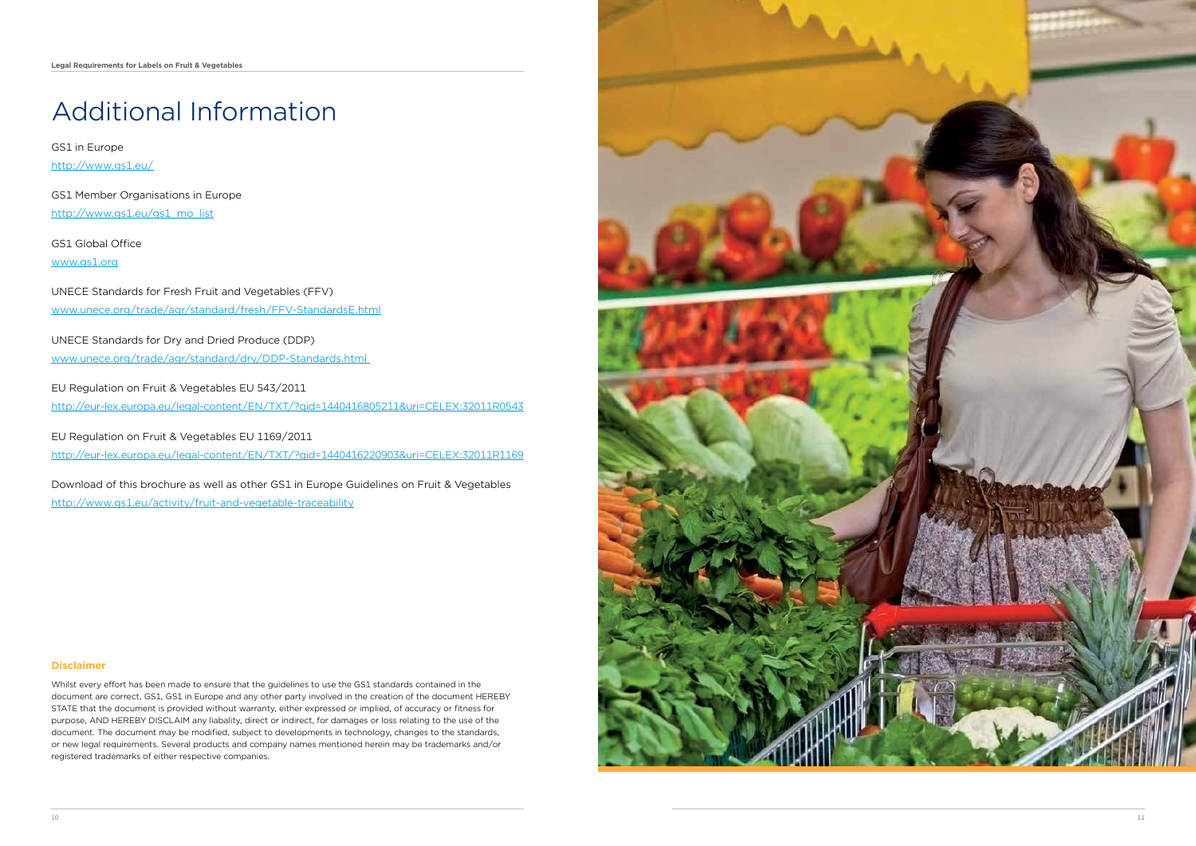# Additional Information

GS1 in Europe
http://www.gs1.eu/

GS1 Member Organisations in Europe
http://www.gs1.eu/gs1_mo_list

GS1 Global Office
www.gs1.org

UNECE Standards for Fresh Fruit and Vegetables (FFV)
www.unece.org/trade/agr/standard/fresh/FFV-StandardsE.html

UNECE Standards for Dry and Dried Produce (DDP)
www.unece.org/trade/agr/standard/dry/DDP-Standards.html

EU Regulation on Fruit & Vegetables EU 543/2011
http://eur-lex.europa.eu/legal-content/EN/TXT/?qid=1440416805211&uri=CELEX:32011R0543

EU Regulation on Fruit & Vegetables EU 1169/2011
http://eur-lex.europa.eu/legal-content/EN/TXT/?qid=1440416220903&uri=CELEX:32011R1169

Download of this brochure as well as other GS1 in Europe Guidelines on Fruit & Vegetables
http://www.gs1.eu/activity/fruit-and-vegetable-traceability

**Disclaimer**

Whilst every effort has been made to ensure that the guidelines to use the GS1 standards contained in the document are correct, GS1, GS1 in Europe and any other party involved in the creation of the document HEREBY STATE that the document is provided without warranty, either expressed or implied, of accuracy or fitness for purpose, AND HEREBY DISCLAIM any liabality, direct or indirect, for damages or loss relating to the use of the document. The document may be modified, subject to developments in technology, changes to the standards, or new legal requirements. Several products and company names mentioned herein may be trademarks and/or registered trademarks of either respective companies.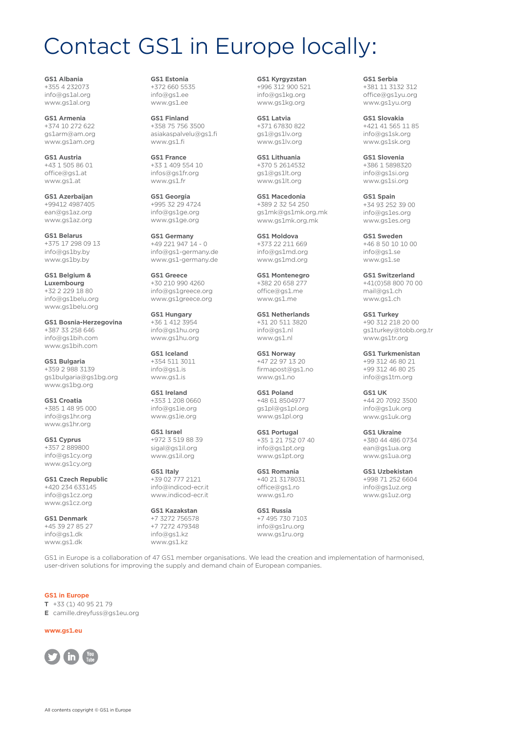# Contact GS1 in Europe locally:

**GS1 Albania**
+355 4 232073
info@gs1al.org
www.gs1al.org

**GS1 Armenia**
+374 10 272 622
gs1arm@am.org
www.gs1am.org

**GS1 Austria**
+43 1 505 86 01
office@gs1.at
www.gs1.at

**GS1 Azerbaijan**
+99412 4987405
ean@gs1az.org
www.gs1az.org

**GS1 Belarus**
+375 17 298 09 13
info@gs1by.by
www.gs1by.by

**GS1 Belgium & Luxembourg**
+32 2 229 18 80
info@gs1belu.org
www.gs1belu.org

**GS1 Bosnia-Herzegovina**
+387 33 258 646
info@gs1bih.com
www.gs1bih.com

**GS1 Bulgaria**
+359 2 988 3139
gs1bulgaria@gs1bg.org
www.gs1bg.org

**GS1 Croatia**
+385 1 48 95 000
info@gs1hr.org
www.gs1hr.org

**GS1 Cyprus**
+357 2 889800
info@gs1cy.org
www.gs1cy.org

**GS1 Czech Republic**
+420 234 633145
info@gs1cz.org
www.gs1cz.org

**GS1 Denmark**
+45 39 27 85 27
info@gs1.dk
www.gs1.dk

**GS1 Estonia**
+372 660 5535
info@gs1.ee
www.gs1.ee

**GS1 Finland**
+358 75 756 3500
asiakaspalvelu@gs1.fi
www.gs1.fi

**GS1 France**
+33 1 409 554 10
infos@gs1fr.org
www.gs1.fr

**GS1 Georgia**
+995 32 29 4724
info@gs1ge.org
www.gs1ge.org

**GS1 Germany**
+49 221 947 14 - 0
info@gs1-germany.de
www.gs1-germany.de

**GS1 Greece**
+30 210 990 4260
info@gs1greece.org
www.gs1greece.org

**GS1 Hungary**
+36 1 412 3954
info@gs1hu.org
www.gs1hu.org

**GS1 Iceland**
+354 511 3011
info@gs1.is
www.gs1.is

**GS1 Ireland**
+353 1 208 0660
info@gs1ie.org
www.gs1ie.org

**GS1 Israel**
+972 3 519 88 39
sigal@gs1il.org
www.gs1il.org

**GS1 Italy**
+39 02 777 2121
info@indicod-ecr.it
www.indicod-ecr.it

**GS1 Kazakstan**
+7 3272 756578
+7 7272 479348
info@gs1.kz
www.gs1.kz

**GS1 Kyrgyzstan**
+996 312 900 521
info@gs1kg.org
www.gs1kg.org

**GS1 Latvia**
+371 67830 822
gs1@gs1lv.org
www.gs1lv.org

**GS1 Lithuania**
+370 5 2614532
gs1@gs1lt.org
www.gs1lt.org

**GS1 Macedonia**
+389 2 32 54 250
gs1mk@gs1mk.org.mk
www.gs1mk.org.mk

**GS1 Moldova**
+373 22 211 669
info@gs1md.org
www.gs1md.org

**GS1 Montenegro**
+382 20 658 277
office@gs1.me
www.gs1.me

**GS1 Netherlands**
+31 20 511 3820
info@gs1.nl
www.gs1.nl

**GS1 Norway**
+47 22 97 13 20
firmapost@gs1.no
www.gs1.no

**GS1 Poland**
+48 61 8504977
gs1pl@gs1pl.org
www.gs1pl.org

**GS1 Portugal**
+35 1 21 752 07 40
info@gs1pt.org
www.gs1pt.org

**GS1 Romania**
+40 21 3178031
office@gs1.ro
www.gs1.ro

**GS1 Russia**
+7 495 730 7103
info@gs1ru.org
www.gs1ru.org

**GS1 Serbia**
+381 11 3132 312
office@gs1yu.org
www.gs1yu.org

**GS1 Slovakia**
+421 41 565 11 85
info@gs1sk.org
www.gs1sk.org

**GS1 Slovenia**
+386 1 5898320
info@gs1si.org
www.gs1si.org

**GS1 Spain**
+34 93 252 39 00
info@gs1es.org
www.gs1es.org

**GS1 Sweden**
+46 8 50 10 10 00
info@gs1.se
www.gs1.se

**GS1 Switzerland**
+41(0)58 800 70 00
mail@gs1.ch
www.gs1.ch

**GS1 Turkey**
+90 312 218 20 00
gs1turkey@tobb.org.tr
www.gs1tr.org

**GS1 Turkmenistan**
+99 312 46 80 21
+99 312 46 80 25
info@gs1tm.org

**GS1 UK**
+44 20 7092 3500
info@gs1uk.org
www.gs1uk.org

**GS1 Ukraine**
+380 44 486 0734
ean@gs1ua.org
www.gs1ua.org

**GS1 Uzbekistan**
+998 71 252 6604
info@gs1uz.org
www.gs1uz.org

GS1 in Europe is a collaboration of 47 GS1 member organisations. We lead the creation and implementation of harmonised, user-driven solutions for improving the supply and demand chain of European companies.

**GS1 in Europe**
**T** +33 (1) 40 95 21 79
**E** camille.dreyfuss@gs1eu.org

**www.gs1.eu**

All contents copyright © GS1 in Europe